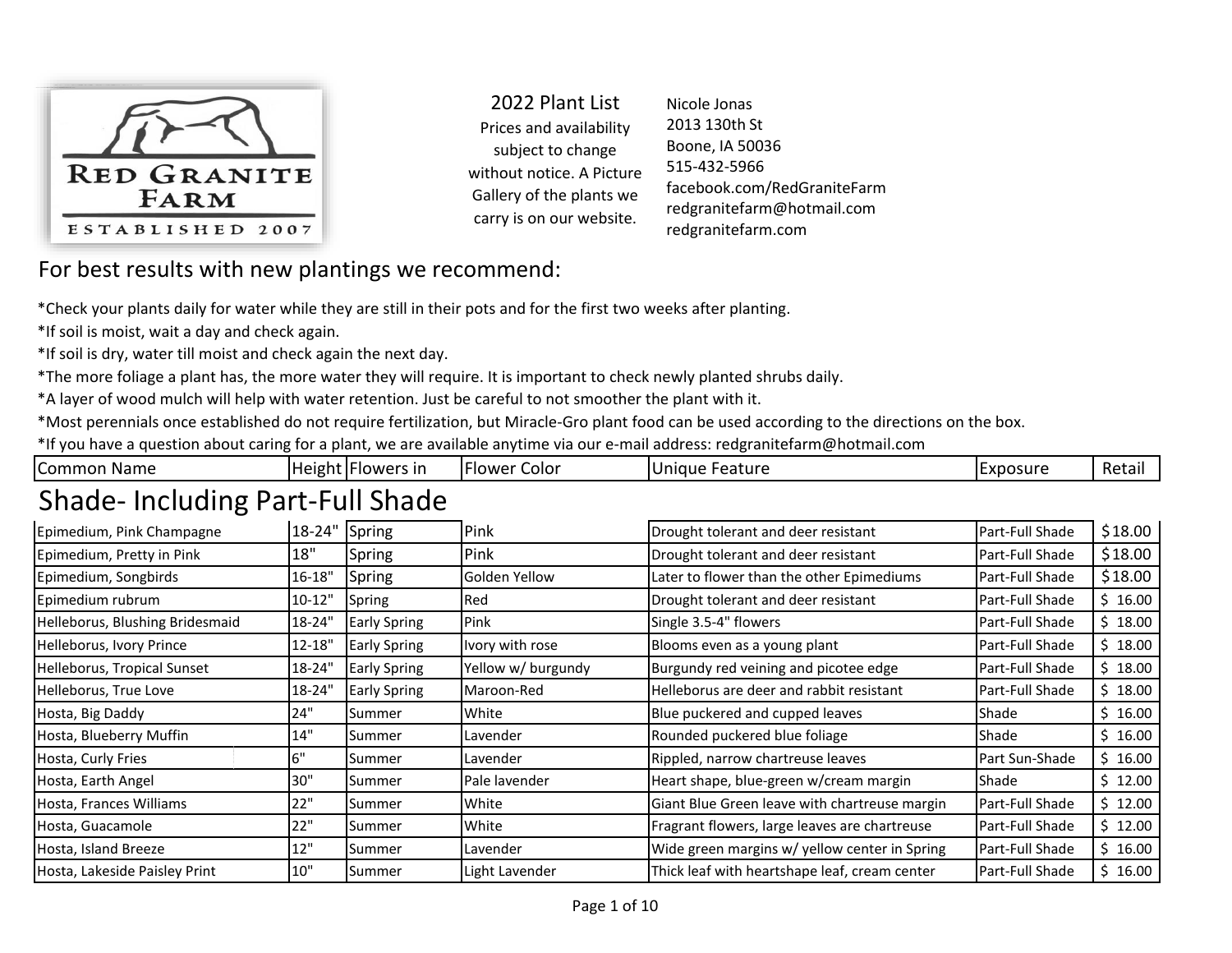RED GRANITE FARM

ESTABLISHED 2007

2022 Plant List

Prices and availability subject to change without notice. A Picture Gallery of the plants we carry is on our website.

Nicole Jonas
2013 130th St
Boone, IA 50036
515-432-5966
facebook.com/RedGraniteFarm
redgranitefarm@hotmail.com
redgranitefarm.com

## For best results with new plantings we recommend:

*Check your plants daily for water while they are still in their pots and for the first two weeks after planting.
*If soil is moist, wait a day and check again.
*If soil is dry, water till moist and check again the next day.
*The more foliage a plant has, the more water they will require. It is important to check newly planted shrubs daily.
*A layer of wood mulch will help with water retention. Just be careful to not smoother the plant with it.
*Most perennials once established do not require fertilization, but Miracle-Gro plant food can be used according to the directions on the box.
*If you have a question about caring for a plant, we are available anytime via our e-mail address: redgranitefarm@hotmail.com

| Common Name | Height | Flowers in | Flower Color | Unique Feature | Exposure | Retail |
|---|---|---|---|---|---|---|
| **Shade- Including Part-Full Shade** | | | | | | |
| Epimedium, Pink Champagne | 18-24" | Spring | Pink | Drought tolerant and deer resistant | Part-Full Shade | $18.00 |
| Epimedium, Pretty in Pink | 18" | Spring | Pink | Drought tolerant and deer resistant | Part-Full Shade | $18.00 |
| Epimedium, Songbirds | 16-18" | Spring | Golden Yellow | Later to flower than the other Epimediums | Part-Full Shade | $18.00 |
| Epimedium rubrum | 10-12" | Spring | Red | Drought tolerant and deer resistant | Part-Full Shade | $ 16.00 |
| Helleborus, Blushing Bridesmaid | 18-24" | Early Spring | Pink | Single 3.5-4" flowers | Part-Full Shade | $ 18.00 |
| Helleborus, Ivory Prince | 12-18" | Early Spring | Ivory with rose | Blooms even as a young plant | Part-Full Shade | $ 18.00 |
| Helleborus, Tropical Sunset | 18-24" | Early Spring | Yellow w/ burgundy | Burgundy red veining and picotee edge | Part-Full Shade | $ 18.00 |
| Helleborus, True Love | 18-24" | Early Spring | Maroon-Red | Helleborus are deer and rabbit resistant | Part-Full Shade | $ 18.00 |
| Hosta, Big Daddy | 24" | Summer | White | Blue puckered and cupped leaves | Shade | $ 16.00 |
| Hosta, Blueberry Muffin | 14" | Summer | Lavender | Rounded puckered blue foliage | Shade | $ 16.00 |
| Hosta, Curly Fries | 6" | Summer | Lavender | Rippled, narrow chartreuse leaves | Part Sun-Shade | $ 16.00 |
| Hosta, Earth Angel | 30" | Summer | Pale lavender | Heart shape, blue-green w/cream margin | Shade | $ 12.00 |
| Hosta, Frances Williams | 22" | Summer | White | Giant Blue Green leave with chartreuse margin | Part-Full Shade | $ 12.00 |
| Hosta, Guacamole | 22" | Summer | White | Fragrant flowers, large leaves are chartreuse | Part-Full Shade | $ 12.00 |
| Hosta, Island Breeze | 12" | Summer | Lavender | Wide green margins w/ yellow center in Spring | Part-Full Shade | $ 16.00 |
| Hosta, Lakeside Paisley Print | 10" | Summer | Light Lavender | Thick leaf with heartshape leaf, cream center | Part-Full Shade | $ 16.00 |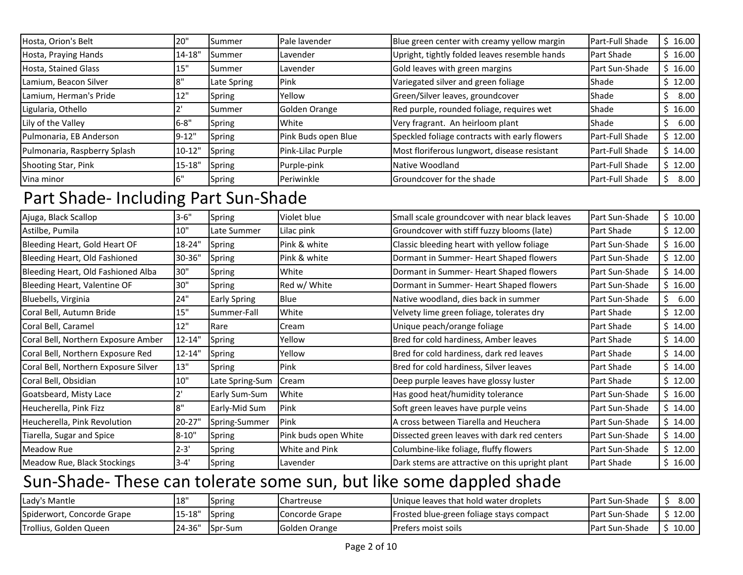| | | | | | | |
|---|---|---|---|---|---|---|
| Hosta, Orion's Belt | 20" | Summer | Pale lavender | Blue green center with creamy yellow margin | Part-Full Shade | $ 16.00 |
| Hosta, Praying Hands | 14-18" | Summer | Lavender | Upright, tightly folded leaves resemble hands | Part Shade | $ 16.00 |
| Hosta, Stained Glass | 15" | Summer | Lavender | Gold leaves with green margins | Part Sun-Shade | $ 16.00 |
| Lamium, Beacon Silver | 8" | Late Spring | Pink | Variegated silver and green foliage | Shade | $ 12.00 |
| Lamium, Herman's Pride | 12" | Spring | Yellow | Green/Silver leaves, groundcover | Shade | $ 8.00 |
| Ligularia, Othello | 2' | Summer | Golden Orange | Red purple, rounded foliage, requires wet | Shade | $ 16.00 |
| Lily of the Valley | 6-8" | Spring | White | Very fragrant. An heirloom plant | Shade | $ 6.00 |
| Pulmonaria, EB Anderson | 9-12" | Spring | Pink Buds open Blue | Speckled foliage contracts with early flowers | Part-Full Shade | $ 12.00 |
| Pulmonaria, Raspberry Splash | 10-12" | Spring | Pink-Lilac Purple | Most floriferous lungwort, disease resistant | Part-Full Shade | $ 14.00 |
| Shooting Star, Pink | 15-18" | Spring | Purple-pink | Native Woodland | Part-Full Shade | $ 12.00 |
| Vina minor | 6" | Spring | Periwinkle | Groundcover for the shade | Part-Full Shade | $ 8.00 |

## Part Shade- Including Part Sun-Shade

| | | | | | | |
|---|---|---|---|---|---|---|
| Ajuga, Black Scallop | 3-6" | Spring | Violet blue | Small scale groundcover with near black leaves | Part Sun-Shade | $ 10.00 |
| Astilbe, Pumila | 10" | Late Summer | Lilac pink | Groundcover with stiff fuzzy blooms (late) | Part Shade | $ 12.00 |
| Bleeding Heart, Gold Heart OF | 18-24" | Spring | Pink & white | Classic bleeding heart with yellow foliage | Part Sun-Shade | $ 16.00 |
| Bleeding Heart, Old Fashioned | 30-36" | Spring | Pink & white | Dormant in Summer- Heart Shaped flowers | Part Sun-Shade | $ 12.00 |
| Bleeding Heart, Old Fashioned Alba | 30" | Spring | White | Dormant in Summer- Heart Shaped flowers | Part Sun-Shade | $ 14.00 |
| Bleeding Heart, Valentine OF | 30" | Spring | Red w/ White | Dormant in Summer- Heart Shaped flowers | Part Sun-Shade | $ 16.00 |
| Bluebells, Virginia | 24" | Early Spring | Blue | Native woodland, dies back in summer | Part Sun-Shade | $ 6.00 |
| Coral Bell, Autumn Bride | 15" | Summer-Fall | White | Velvety lime green foliage, tolerates dry | Part Shade | $ 12.00 |
| Coral Bell, Caramel | 12" | Rare | Cream | Unique peach/orange foliage | Part Shade | $ 14.00 |
| Coral Bell, Northern Exposure Amber | 12-14" | Spring | Yellow | Bred for cold hardiness, Amber leaves | Part Shade | $ 14.00 |
| Coral Bell, Northern Exposure Red | 12-14" | Spring | Yellow | Bred for cold hardiness, dark red leaves | Part Shade | $ 14.00 |
| Coral Bell, Northern Exposure Silver | 13" | Spring | Pink | Bred for cold hardiness, Silver leaves | Part Shade | $ 14.00 |
| Coral Bell, Obsidian | 10" | Late Spring-Sum | Cream | Deep purple leaves have glossy luster | Part Shade | $ 12.00 |
| Goatsbeard, Misty Lace | 2' | Early Sum-Sum | White | Has good heat/humidity tolerance | Part Sun-Shade | $ 16.00 |
| Heucherella, Pink Fizz | 8" | Early-Mid Sum | Pink | Soft green leaves have purple veins | Part Sun-Shade | $ 14.00 |
| Heucherella, Pink Revolution | 20-27" | Spring-Summer | Pink | A cross between Tiarella and Heuchera | Part Sun-Shade | $ 14.00 |
| Tiarella, Sugar and Spice | 8-10" | Spring | Pink buds open White | Dissected green leaves with dark red centers | Part Sun-Shade | $ 14.00 |
| Meadow Rue | 2-3' | Spring | White and Pink | Columbine-like foliage, fluffy flowers | Part Sun-Shade | $ 12.00 |
| Meadow Rue, Black Stockings | 3-4' | Spring | Lavender | Dark stems are attractive on this upright plant | Part Shade | $ 16.00 |

## Sun-Shade- These can tolerate some sun, but like some dappled shade

| | | | | | | |
|---|---|---|---|---|---|---|
| Lady's Mantle | 18" | Spring | Chartreuse | Unique leaves that hold water droplets | Part Sun-Shade | $ 8.00 |
| Spiderwort, Concorde Grape | 15-18" | Spring | Concorde Grape | Frosted blue-green foliage stays compact | Part Sun-Shade | $ 12.00 |
| Trollius, Golden Queen | 24-36" | Spr-Sum | Golden Orange | Prefers moist soils | Part Sun-Shade | $ 10.00 |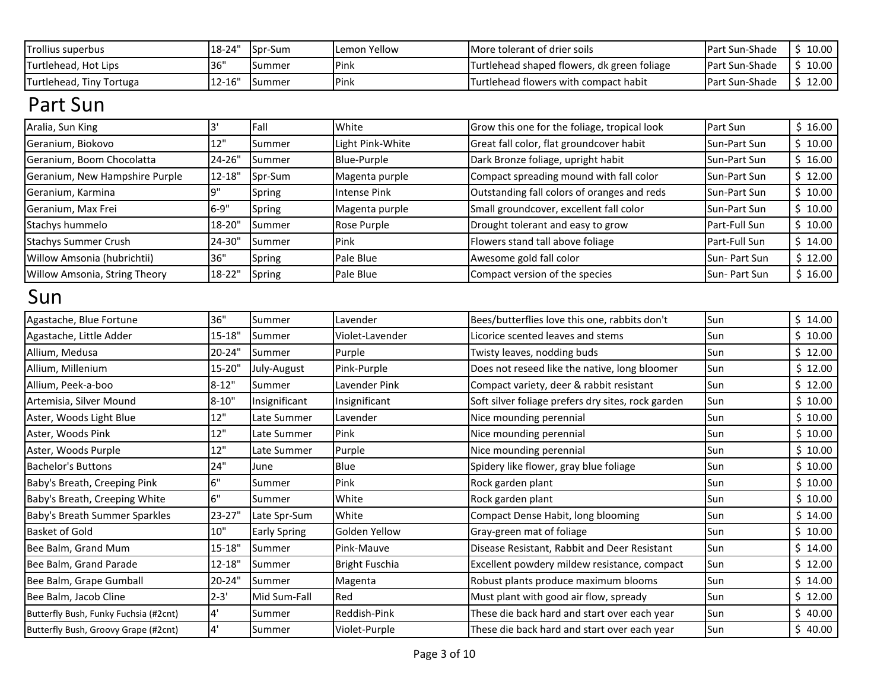| | | | | | | |
|---|---|---|---|---|---|---|
| Trollius superbus | 18-24" | Spr-Sum | Lemon Yellow | More tolerant of drier soils | Part Sun-Shade | $ 10.00 |
| Turtlehead, Hot Lips | 36" | Summer | Pink | Turtlehead shaped flowers, dk green foliage | Part Sun-Shade | $ 10.00 |
| Turtlehead, Tiny Tortuga | 12-16" | Summer | Pink | Turtlehead flowers with compact habit | Part Sun-Shade | $ 12.00 |

## Part Sun

| | | | | | | |
|---|---|---|---|---|---|---|
| Aralia, Sun King | 3' | Fall | White | Grow this one for the foliage, tropical look | Part Sun | $ 16.00 |
| Geranium, Biokovo | 12" | Summer | Light Pink-White | Great fall color, flat groundcover habit | Sun-Part Sun | $ 10.00 |
| Geranium, Boom Chocolatta | 24-26" | Summer | Blue-Purple | Dark Bronze foliage, upright habit | Sun-Part Sun | $ 16.00 |
| Geranium, New Hampshire Purple | 12-18" | Spr-Sum | Magenta purple | Compact spreading mound with fall color | Sun-Part Sun | $ 12.00 |
| Geranium, Karmina | 9" | Spring | Intense Pink | Outstanding fall colors of oranges and reds | Sun-Part Sun | $ 10.00 |
| Geranium, Max Frei | 6-9" | Spring | Magenta purple | Small groundcover, excellent fall color | Sun-Part Sun | $ 10.00 |
| Stachys hummelo | 18-20" | Summer | Rose Purple | Drought tolerant and easy to grow | Part-Full Sun | $ 10.00 |
| Stachys Summer Crush | 24-30" | Summer | Pink | Flowers stand tall above foliage | Part-Full Sun | $ 14.00 |
| Willow Amsonia (hubrichtii) | 36" | Spring | Pale Blue | Awesome gold fall color | Sun- Part Sun | $ 12.00 |
| Willow Amsonia, String Theory | 18-22" | Spring | Pale Blue | Compact version of the species | Sun- Part Sun | $ 16.00 |

## Sun

| | | | | | | |
|---|---|---|---|---|---|---|
| Agastache, Blue Fortune | 36" | Summer | Lavender | Bees/butterflies love this one, rabbits don't | Sun | $ 14.00 |
| Agastache, Little Adder | 15-18" | Summer | Violet-Lavender | Licorice scented leaves and stems | Sun | $ 10.00 |
| Allium, Medusa | 20-24" | Summer | Purple | Twisty leaves, nodding buds | Sun | $ 12.00 |
| Allium, Millenium | 15-20" | July-August | Pink-Purple | Does not reseed like the native, long bloomer | Sun | $ 12.00 |
| Allium, Peek-a-boo | 8-12" | Summer | Lavender Pink | Compact variety, deer & rabbit resistant | Sun | $ 12.00 |
| Artemisia, Silver Mound | 8-10" | Insignificant | Insignificant | Soft silver foliage prefers dry sites, rock garden | Sun | $ 10.00 |
| Aster, Woods Light Blue | 12" | Late Summer | Lavender | Nice mounding perennial | Sun | $ 10.00 |
| Aster, Woods Pink | 12" | Late Summer | Pink | Nice mounding perennial | Sun | $ 10.00 |
| Aster, Woods Purple | 12" | Late Summer | Purple | Nice mounding perennial | Sun | $ 10.00 |
| Bachelor's Buttons | 24" | June | Blue | Spidery like flower, gray blue foliage | Sun | $ 10.00 |
| Baby's Breath, Creeping Pink | 6" | Summer | Pink | Rock garden plant | Sun | $ 10.00 |
| Baby's Breath, Creeping White | 6" | Summer | White | Rock garden plant | Sun | $ 10.00 |
| Baby's Breath Summer Sparkles | 23-27" | Late Spr-Sum | White | Compact Dense Habit, long blooming | Sun | $ 14.00 |
| Basket of Gold | 10" | Early Spring | Golden Yellow | Gray-green mat of foliage | Sun | $ 10.00 |
| Bee Balm, Grand Mum | 15-18" | Summer | Pink-Mauve | Disease Resistant, Rabbit and Deer Resistant | Sun | $ 14.00 |
| Bee Balm, Grand Parade | 12-18" | Summer | Bright Fuschia | Excellent powdery mildew resistance, compact | Sun | $ 12.00 |
| Bee Balm, Grape Gumball | 20-24" | Summer | Magenta | Robust plants produce maximum blooms | Sun | $ 14.00 |
| Bee Balm, Jacob Cline | 2-3' | Mid Sum-Fall | Red | Must plant with good air flow, spready | Sun | $ 12.00 |
| Butterfly Bush, Funky Fuchsia (#2cnt) | 4' | Summer | Reddish-Pink | These die back hard and start over each year | Sun | $ 40.00 |
| Butterfly Bush, Groovy Grape (#2cnt) | 4' | Summer | Violet-Purple | These die back hard and start over each year | Sun | $ 40.00 |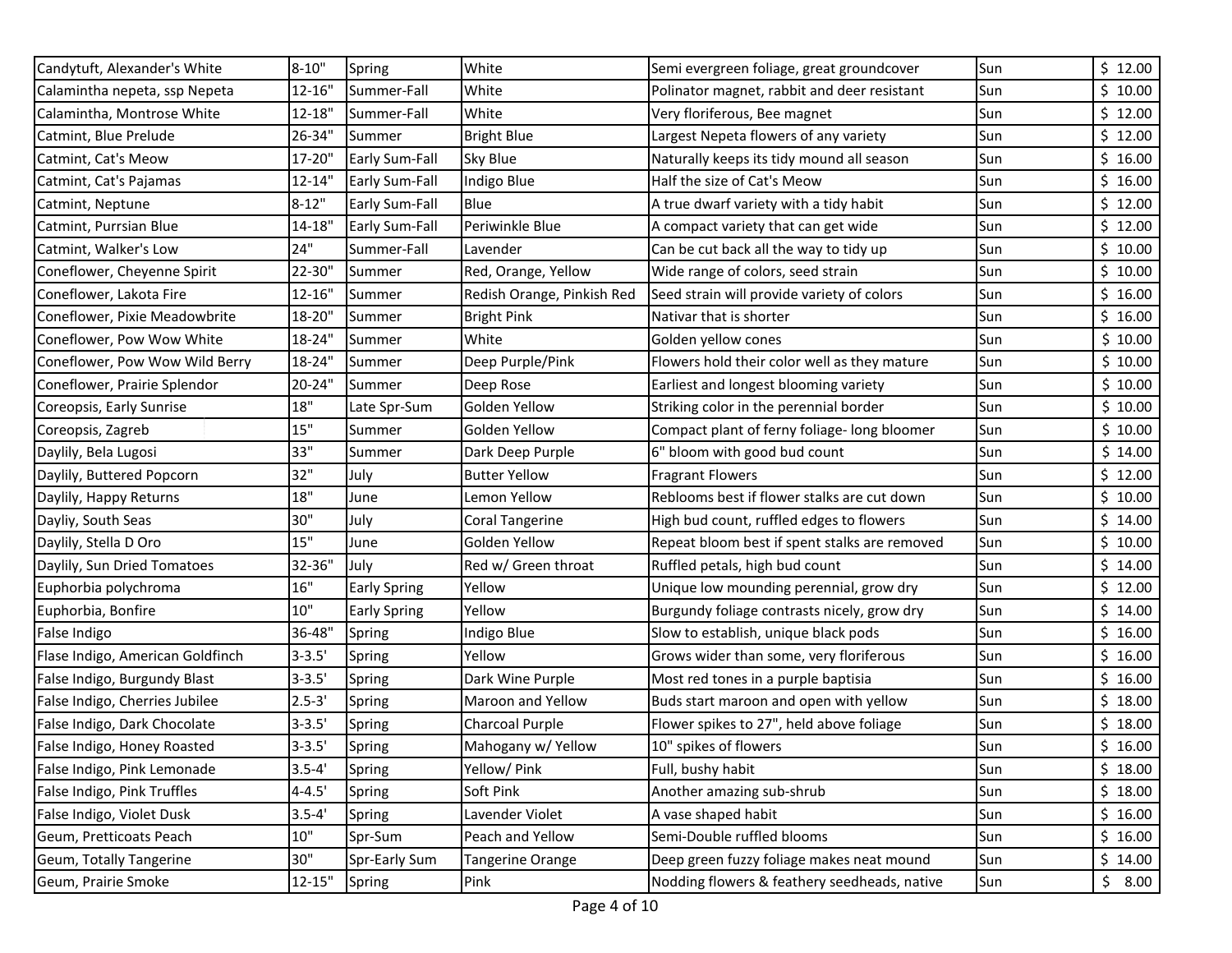| | | | | | | |
|---|---|---|---|---|---|---|
| Candytuft, Alexander's White | 8-10" | Spring | White | Semi evergreen foliage, great groundcover | Sun | $ 12.00 |
| Calamintha nepeta, ssp Nepeta | 12-16" | Summer-Fall | White | Polinator magnet, rabbit and deer resistant | Sun | $ 10.00 |
| Calamintha, Montrose White | 12-18" | Summer-Fall | White | Very floriferous, Bee magnet | Sun | $ 12.00 |
| Catmint, Blue Prelude | 26-34" | Summer | Bright Blue | Largest Nepeta flowers of any variety | Sun | $ 12.00 |
| Catmint, Cat's Meow | 17-20" | Early Sum-Fall | Sky Blue | Naturally keeps its tidy mound all season | Sun | $ 16.00 |
| Catmint, Cat's Pajamas | 12-14" | Early Sum-Fall | Indigo Blue | Half the size of Cat's Meow | Sun | $ 16.00 |
| Catmint, Neptune | 8-12" | Early Sum-Fall | Blue | A true dwarf variety with a tidy habit | Sun | $ 12.00 |
| Catmint, Purrsian Blue | 14-18" | Early Sum-Fall | Periwinkle Blue | A compact variety that can get wide | Sun | $ 12.00 |
| Catmint, Walker's Low | 24" | Summer-Fall | Lavender | Can be cut back all the way to tidy up | Sun | $ 10.00 |
| Coneflower, Cheyenne Spirit | 22-30" | Summer | Red, Orange, Yellow | Wide range of colors, seed strain | Sun | $ 10.00 |
| Coneflower, Lakota Fire | 12-16" | Summer | Redish Orange, Pinkish Red | Seed strain will provide variety of colors | Sun | $ 16.00 |
| Coneflower, Pixie Meadowbrite | 18-20" | Summer | Bright Pink | Nativar that is shorter | Sun | $ 16.00 |
| Coneflower, Pow Wow White | 18-24" | Summer | White | Golden yellow cones | Sun | $ 10.00 |
| Coneflower, Pow Wow Wild Berry | 18-24" | Summer | Deep Purple/Pink | Flowers hold their color well as they mature | Sun | $ 10.00 |
| Coneflower, Prairie Splendor | 20-24" | Summer | Deep Rose | Earliest and longest blooming variety | Sun | $ 10.00 |
| Coreopsis, Early Sunrise | 18" | Late Spr-Sum | Golden Yellow | Striking color in the perennial border | Sun | $ 10.00 |
| Coreopsis, Zagreb | 15" | Summer | Golden Yellow | Compact plant of ferny foliage- long bloomer | Sun | $ 10.00 |
| Daylily, Bela Lugosi | 33" | Summer | Dark Deep Purple | 6" bloom with good bud count | Sun | $ 14.00 |
| Daylily, Buttered Popcorn | 32" | July | Butter Yellow | Fragrant Flowers | Sun | $ 12.00 |
| Daylily, Happy Returns | 18" | June | Lemon Yellow | Reblooms best if flower stalks are cut down | Sun | $ 10.00 |
| Dayliy, South Seas | 30" | July | Coral Tangerine | High bud count, ruffled edges to flowers | Sun | $ 14.00 |
| Daylily, Stella D Oro | 15" | June | Golden Yellow | Repeat bloom best if spent stalks are removed | Sun | $ 10.00 |
| Daylily, Sun Dried Tomatoes | 32-36" | July | Red w/ Green throat | Ruffled petals, high bud count | Sun | $ 14.00 |
| Euphorbia polychroma | 16" | Early Spring | Yellow | Unique low mounding perennial, grow dry | Sun | $ 12.00 |
| Euphorbia, Bonfire | 10" | Early Spring | Yellow | Burgundy foliage contrasts nicely, grow dry | Sun | $ 14.00 |
| False Indigo | 36-48" | Spring | Indigo Blue | Slow to establish, unique black pods | Sun | $ 16.00 |
| Flase Indigo, American Goldfinch | 3-3.5' | Spring | Yellow | Grows wider than some, very floriferous | Sun | $ 16.00 |
| False Indigo, Burgundy Blast | 3-3.5' | Spring | Dark Wine Purple | Most red tones in a purple baptisia | Sun | $ 16.00 |
| False Indigo, Cherries Jubilee | 2.5-3' | Spring | Maroon and Yellow | Buds start maroon and open with yellow | Sun | $ 18.00 |
| False Indigo, Dark Chocolate | 3-3.5' | Spring | Charcoal Purple | Flower spikes to 27", held above foliage | Sun | $ 18.00 |
| False Indigo, Honey Roasted | 3-3.5' | Spring | Mahogany w/ Yellow | 10" spikes of flowers | Sun | $ 16.00 |
| False Indigo, Pink Lemonade | 3.5-4' | Spring | Yellow/ Pink | Full, bushy habit | Sun | $ 18.00 |
| False Indigo, Pink Truffles | 4-4.5' | Spring | Soft Pink | Another amazing sub-shrub | Sun | $ 18.00 |
| False Indigo, Violet Dusk | 3.5-4' | Spring | Lavender Violet | A vase shaped habit | Sun | $ 16.00 |
| Geum, Pretticoats Peach | 10" | Spr-Sum | Peach and Yellow | Semi-Double ruffled blooms | Sun | $ 16.00 |
| Geum, Totally Tangerine | 30" | Spr-Early Sum | Tangerine Orange | Deep green fuzzy foliage makes neat mound | Sun | $ 14.00 |
| Geum, Prairie Smoke | 12-15" | Spring | Pink | Nodding flowers & feathery seedheads, native | Sun | $ 8.00 |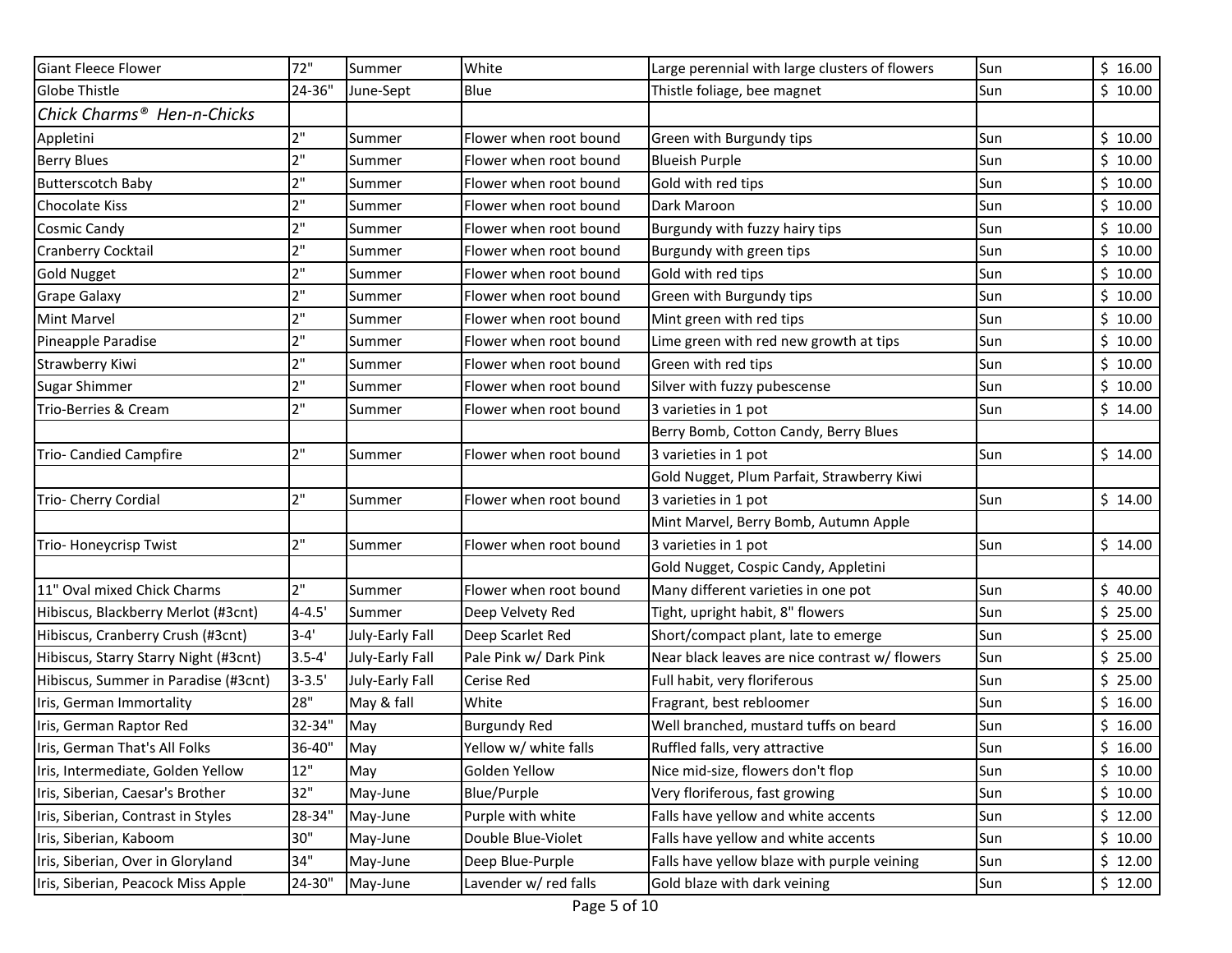| | | | | | | |
|---|---|---|---|---|---|---|
| Giant Fleece Flower | 72" | Summer | White | Large perennial with large clusters of flowers | Sun | $ 16.00 |
| Globe Thistle | 24-36" | June-Sept | Blue | Thistle foliage, bee magnet | Sun | $ 10.00 |
| *Chick Charms® Hen-n-Chicks* | | | | | | |
| Appletini | 2" | Summer | Flower when root bound | Green with Burgundy tips | Sun | $ 10.00 |
| Berry Blues | 2" | Summer | Flower when root bound | Blueish Purple | Sun | $ 10.00 |
| Butterscotch Baby | 2" | Summer | Flower when root bound | Gold with red tips | Sun | $ 10.00 |
| Chocolate Kiss | 2" | Summer | Flower when root bound | Dark Maroon | Sun | $ 10.00 |
| Cosmic Candy | 2" | Summer | Flower when root bound | Burgundy with fuzzy hairy tips | Sun | $ 10.00 |
| Cranberry Cocktail | 2" | Summer | Flower when root bound | Burgundy with green tips | Sun | $ 10.00 |
| Gold Nugget | 2" | Summer | Flower when root bound | Gold with red tips | Sun | $ 10.00 |
| Grape Galaxy | 2" | Summer | Flower when root bound | Green with Burgundy tips | Sun | $ 10.00 |
| Mint Marvel | 2" | Summer | Flower when root bound | Mint green with red tips | Sun | $ 10.00 |
| Pineapple Paradise | 2" | Summer | Flower when root bound | Lime green with red new growth at tips | Sun | $ 10.00 |
| Strawberry Kiwi | 2" | Summer | Flower when root bound | Green with red tips | Sun | $ 10.00 |
| Sugar Shimmer | 2" | Summer | Flower when root bound | Silver with fuzzy pubescense | Sun | $ 10.00 |
| Trio-Berries & Cream | 2" | Summer | Flower when root bound | 3 varieties in 1 pot | Sun | $ 14.00 |
| | | | | Berry Bomb, Cotton Candy, Berry Blues | | |
| Trio- Candied Campfire | 2" | Summer | Flower when root bound | 3 varieties in 1 pot | Sun | $ 14.00 |
| | | | | Gold Nugget, Plum Parfait, Strawberry Kiwi | | |
| Trio- Cherry Cordial | 2" | Summer | Flower when root bound | 3 varieties in 1 pot | Sun | $ 14.00 |
| | | | | Mint Marvel, Berry Bomb, Autumn Apple | | |
| Trio- Honeycrisp Twist | 2" | Summer | Flower when root bound | 3 varieties in 1 pot | Sun | $ 14.00 |
| | | | | Gold Nugget, Cospic Candy, Appletini | | |
| 11" Oval mixed Chick Charms | 2" | Summer | Flower when root bound | Many different varieties in one pot | Sun | $ 40.00 |
| Hibiscus, Blackberry Merlot (#3cnt) | 4-4.5' | Summer | Deep Velvety Red | Tight, upright habit, 8" flowers | Sun | $ 25.00 |
| Hibiscus, Cranberry Crush (#3cnt) | 3-4' | July-Early Fall | Deep Scarlet Red | Short/compact plant, late to emerge | Sun | $ 25.00 |
| Hibiscus, Starry Starry Night (#3cnt) | 3.5-4' | July-Early Fall | Pale Pink w/ Dark Pink | Near black leaves are nice contrast w/ flowers | Sun | $ 25.00 |
| Hibiscus, Summer in Paradise (#3cnt) | 3-3.5' | July-Early Fall | Cerise Red | Full habit, very floriferous | Sun | $ 25.00 |
| Iris, German Immortality | 28" | May & fall | White | Fragrant, best rebloomer | Sun | $ 16.00 |
| Iris, German Raptor Red | 32-34" | May | Burgundy Red | Well branched, mustard tuffs on beard | Sun | $ 16.00 |
| Iris, German That's All Folks | 36-40" | May | Yellow w/ white falls | Ruffled falls, very attractive | Sun | $ 16.00 |
| Iris, Intermediate, Golden Yellow | 12" | May | Golden Yellow | Nice mid-size, flowers don't flop | Sun | $ 10.00 |
| Iris, Siberian, Caesar's Brother | 32" | May-June | Blue/Purple | Very floriferous, fast growing | Sun | $ 10.00 |
| Iris, Siberian, Contrast in Styles | 28-34" | May-June | Purple with white | Falls have yellow and white accents | Sun | $ 12.00 |
| Iris, Siberian, Kaboom | 30" | May-June | Double Blue-Violet | Falls have yellow and white accents | Sun | $ 10.00 |
| Iris, Siberian, Over in Gloryland | 34" | May-June | Deep Blue-Purple | Falls have yellow blaze with purple veining | Sun | $ 12.00 |
| Iris, Siberian, Peacock Miss Apple | 24-30" | May-June | Lavender w/ red falls | Gold blaze with dark veining | Sun | $ 12.00 |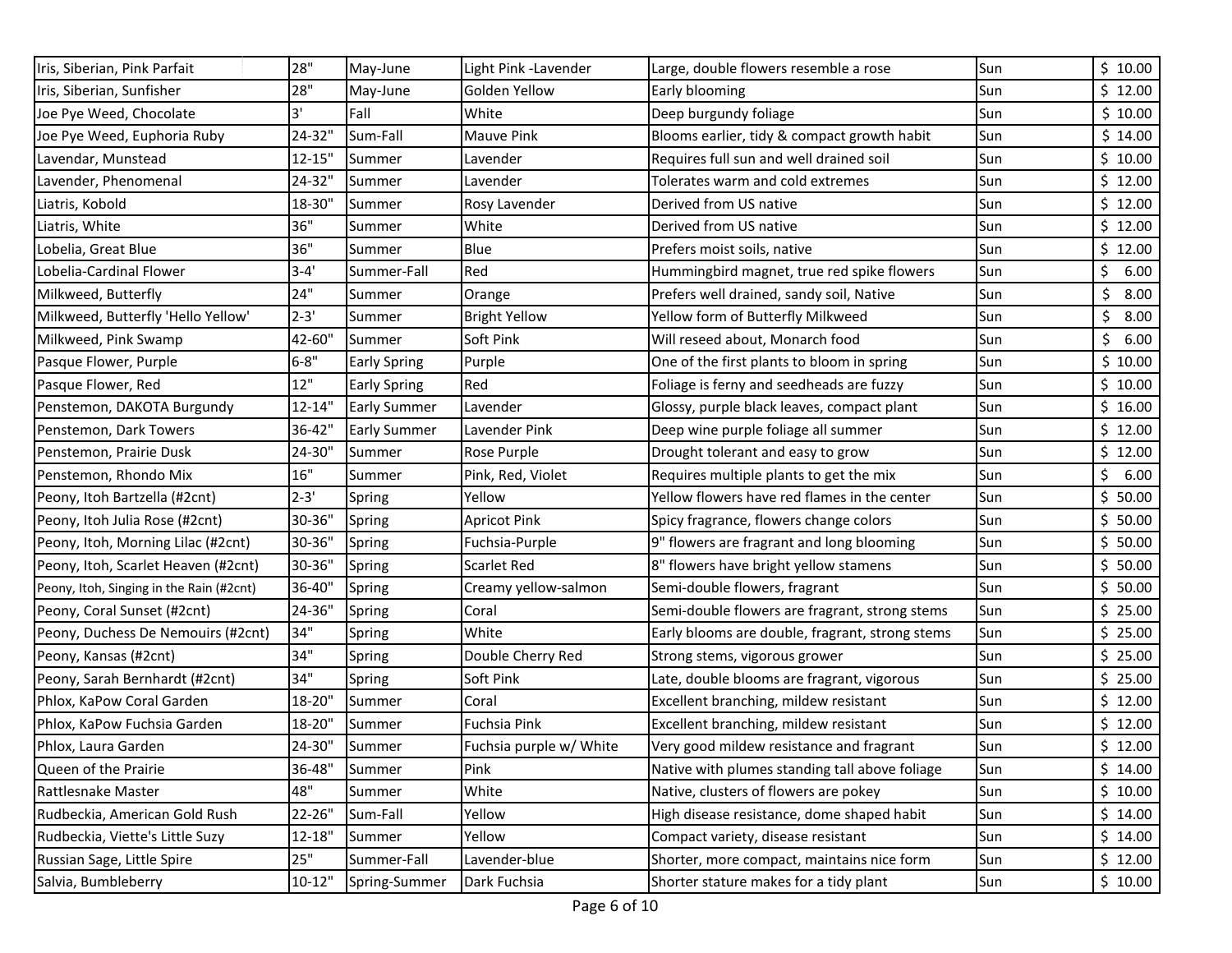| | | | | | | |
|---|---|---|---|---|---|---|
| Iris, Siberian, Pink Parfait | 28" | May-June | Light Pink -Lavender | Large, double flowers resemble a rose | Sun | $ 10.00 |
| Iris, Siberian, Sunfisher | 28" | May-June | Golden Yellow | Early blooming | Sun | $ 12.00 |
| Joe Pye Weed, Chocolate | 3' | Fall | White | Deep burgundy foliage | Sun | $ 10.00 |
| Joe Pye Weed, Euphoria Ruby | 24-32" | Sum-Fall | Mauve Pink | Blooms earlier, tidy & compact growth habit | Sun | $ 14.00 |
| Lavendar, Munstead | 12-15" | Summer | Lavender | Requires full sun and well drained soil | Sun | $ 10.00 |
| Lavender, Phenomenal | 24-32" | Summer | Lavender | Tolerates warm and cold extremes | Sun | $ 12.00 |
| Liatris, Kobold | 18-30" | Summer | Rosy Lavender | Derived from US native | Sun | $ 12.00 |
| Liatris, White | 36" | Summer | White | Derived from US native | Sun | $ 12.00 |
| Lobelia, Great Blue | 36" | Summer | Blue | Prefers moist soils, native | Sun | $ 12.00 |
| Lobelia-Cardinal Flower | 3-4' | Summer-Fall | Red | Hummingbird magnet, true red spike flowers | Sun | $ 6.00 |
| Milkweed, Butterfly | 24" | Summer | Orange | Prefers well drained, sandy soil, Native | Sun | $ 8.00 |
| Milkweed, Butterfly 'Hello Yellow' | 2-3' | Summer | Bright Yellow | Yellow form of Butterfly Milkweed | Sun | $ 8.00 |
| Milkweed, Pink Swamp | 42-60" | Summer | Soft Pink | Will reseed about, Monarch food | Sun | $ 6.00 |
| Pasque Flower, Purple | 6-8" | Early Spring | Purple | One of the first plants to bloom in spring | Sun | $ 10.00 |
| Pasque Flower, Red | 12" | Early Spring | Red | Foliage is ferny and seedheads are fuzzy | Sun | $ 10.00 |
| Penstemon, DAKOTA Burgundy | 12-14" | Early Summer | Lavender | Glossy, purple black leaves, compact plant | Sun | $ 16.00 |
| Penstemon, Dark Towers | 36-42" | Early Summer | Lavender Pink | Deep wine purple foliage all summer | Sun | $ 12.00 |
| Penstemon, Prairie Dusk | 24-30" | Summer | Rose Purple | Drought tolerant and easy to grow | Sun | $ 12.00 |
| Penstemon, Rhondo Mix | 16" | Summer | Pink, Red, Violet | Requires multiple plants to get the mix | Sun | $ 6.00 |
| Peony, Itoh Bartzella (#2cnt) | 2-3' | Spring | Yellow | Yellow flowers have red flames in the center | Sun | $ 50.00 |
| Peony, Itoh Julia Rose (#2cnt) | 30-36" | Spring | Apricot Pink | Spicy fragrance, flowers change colors | Sun | $ 50.00 |
| Peony, Itoh, Morning Lilac (#2cnt) | 30-36" | Spring | Fuchsia-Purple | 9" flowers are fragrant and long blooming | Sun | $ 50.00 |
| Peony, Itoh, Scarlet Heaven (#2cnt) | 30-36" | Spring | Scarlet Red | 8" flowers have bright yellow stamens | Sun | $ 50.00 |
| Peony, Itoh, Singing in the Rain (#2cnt) | 36-40" | Spring | Creamy yellow-salmon | Semi-double flowers, fragrant | Sun | $ 50.00 |
| Peony, Coral Sunset (#2cnt) | 24-36" | Spring | Coral | Semi-double flowers are fragrant, strong stems | Sun | $ 25.00 |
| Peony, Duchess De Nemouirs (#2cnt) | 34" | Spring | White | Early blooms are double, fragrant, strong stems | Sun | $ 25.00 |
| Peony, Kansas (#2cnt) | 34" | Spring | Double Cherry Red | Strong stems, vigorous grower | Sun | $ 25.00 |
| Peony, Sarah Bernhardt (#2cnt) | 34" | Spring | Soft Pink | Late, double blooms are fragrant, vigorous | Sun | $ 25.00 |
| Phlox, KaPow Coral Garden | 18-20" | Summer | Coral | Excellent branching, mildew resistant | Sun | $ 12.00 |
| Phlox, KaPow Fuchsia Garden | 18-20" | Summer | Fuchsia Pink | Excellent branching, mildew resistant | Sun | $ 12.00 |
| Phlox, Laura Garden | 24-30" | Summer | Fuchsia purple w/ White | Very good mildew resistance and fragrant | Sun | $ 12.00 |
| Queen of the Prairie | 36-48" | Summer | Pink | Native with plumes standing tall above foliage | Sun | $ 14.00 |
| Rattlesnake Master | 48" | Summer | White | Native, clusters of flowers are pokey | Sun | $ 10.00 |
| Rudbeckia, American Gold Rush | 22-26" | Sum-Fall | Yellow | High disease resistance, dome shaped habit | Sun | $ 14.00 |
| Rudbeckia, Viette's Little Suzy | 12-18" | Summer | Yellow | Compact variety, disease resistant | Sun | $ 14.00 |
| Russian Sage, Little Spire | 25" | Summer-Fall | Lavender-blue | Shorter, more compact, maintains nice form | Sun | $ 12.00 |
| Salvia, Bumbleberry | 10-12" | Spring-Summer | Dark Fuchsia | Shorter stature makes for a tidy plant | Sun | $ 10.00 |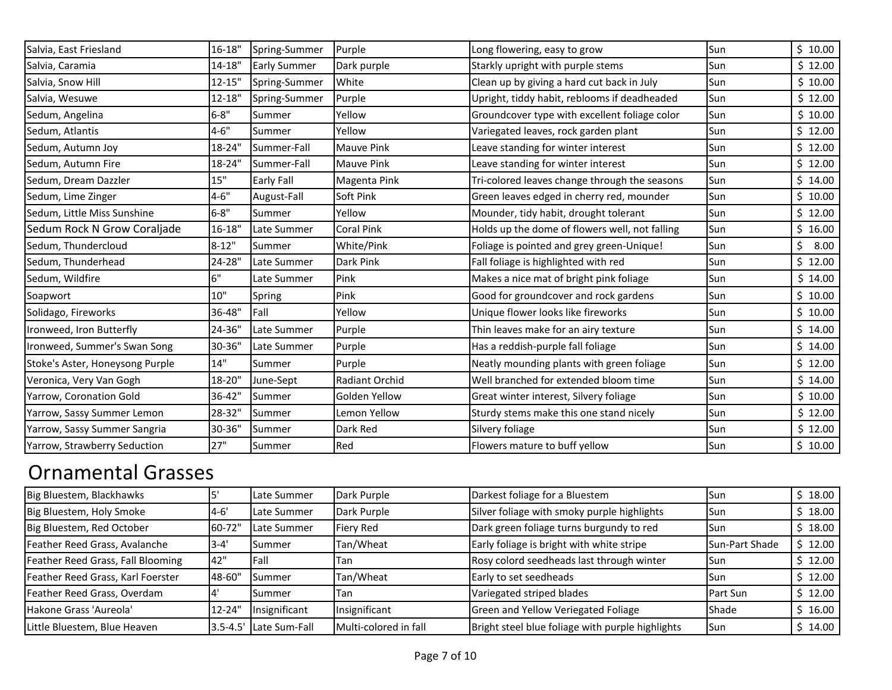| | | | | | | |
|---|---|---|---|---|---|---|
| Salvia, East Friesland | 16-18" | Spring-Summer | Purple | Long flowering, easy to grow | Sun | $ 10.00 |
| Salvia, Caramia | 14-18" | Early Summer | Dark purple | Starkly upright with purple stems | Sun | $ 12.00 |
| Salvia, Snow Hill | 12-15" | Spring-Summer | White | Clean up by giving a hard cut back in July | Sun | $ 10.00 |
| Salvia, Wesuwe | 12-18" | Spring-Summer | Purple | Upright, tiddy habit, reblooms if deadheaded | Sun | $ 12.00 |
| Sedum, Angelina | 6-8" | Summer | Yellow | Groundcover type with excellent foliage color | Sun | $ 10.00 |
| Sedum, Atlantis | 4-6" | Summer | Yellow | Variegated leaves, rock garden plant | Sun | $ 12.00 |
| Sedum, Autumn Joy | 18-24" | Summer-Fall | Mauve Pink | Leave standing for winter interest | Sun | $ 12.00 |
| Sedum, Autumn Fire | 18-24" | Summer-Fall | Mauve Pink | Leave standing for winter interest | Sun | $ 12.00 |
| Sedum, Dream Dazzler | 15" | Early Fall | Magenta Pink | Tri-colored leaves change through the seasons | Sun | $ 14.00 |
| Sedum, Lime Zinger | 4-6" | August-Fall | Soft Pink | Green leaves edged in cherry red, mounder | Sun | $ 10.00 |
| Sedum, Little Miss Sunshine | 6-8" | Summer | Yellow | Mounder, tidy habit, drought tolerant | Sun | $ 12.00 |
| Sedum Rock N Grow Coraljade | 16-18" | Late Summer | Coral Pink | Holds up the dome of flowers well, not falling | Sun | $ 16.00 |
| Sedum, Thundercloud | 8-12" | Summer | White/Pink | Foliage is pointed and grey green-Unique! | Sun | $ 8.00 |
| Sedum, Thunderhead | 24-28" | Late Summer | Dark Pink | Fall foliage is highlighted with red | Sun | $ 12.00 |
| Sedum, Wildfire | 6" | Late Summer | Pink | Makes a nice mat of bright pink foliage | Sun | $ 14.00 |
| Soapwort | 10" | Spring | Pink | Good for groundcover and rock gardens | Sun | $ 10.00 |
| Solidago, Fireworks | 36-48" | Fall | Yellow | Unique flower looks like fireworks | Sun | $ 10.00 |
| Ironweed, Iron Butterfly | 24-36" | Late Summer | Purple | Thin leaves make for an airy texture | Sun | $ 14.00 |
| Ironweed, Summer's Swan Song | 30-36" | Late Summer | Purple | Has a reddish-purple fall foliage | Sun | $ 14.00 |
| Stoke's Aster, Honeysong Purple | 14" | Summer | Purple | Neatly mounding plants with green foliage | Sun | $ 12.00 |
| Veronica, Very Van Gogh | 18-20" | June-Sept | Radiant Orchid | Well branched for extended bloom time | Sun | $ 14.00 |
| Yarrow, Coronation Gold | 36-42" | Summer | Golden Yellow | Great winter interest, Silvery foliage | Sun | $ 10.00 |
| Yarrow, Sassy Summer Lemon | 28-32" | Summer | Lemon Yellow | Sturdy stems make this one stand nicely | Sun | $ 12.00 |
| Yarrow, Sassy Summer Sangria | 30-36" | Summer | Dark Red | Silvery foliage | Sun | $ 12.00 |
| Yarrow, Strawberry Seduction | 27" | Summer | Red | Flowers mature to buff yellow | Sun | $ 10.00 |

# Ornamental Grasses

| | | | | | | |
|---|---|---|---|---|---|---|
| Big Bluestem, Blackhawks | 5' | Late Summer | Dark Purple | Darkest foliage for a Bluestem | Sun | $ 18.00 |
| Big Bluestem, Holy Smoke | 4-6' | Late Summer | Dark Purple | Silver foliage with smoky purple highlights | Sun | $ 18.00 |
| Big Bluestem, Red October | 60-72" | Late Summer | Fiery Red | Dark green foliage turns burgundy to red | Sun | $ 18.00 |
| Feather Reed Grass, Avalanche | 3-4' | Summer | Tan/Wheat | Early foliage is bright with white stripe | Sun-Part Shade | $ 12.00 |
| Feather Reed Grass, Fall Blooming | 42" | Fall | Tan | Rosy colord seedheads last through winter | Sun | $ 12.00 |
| Feather Reed Grass, Karl Foerster | 48-60" | Summer | Tan/Wheat | Early to set seedheads | Sun | $ 12.00 |
| Feather Reed Grass, Overdam | 4' | Summer | Tan | Variegated striped blades | Part Sun | $ 12.00 |
| Hakone Grass 'Aureola' | 12-24" | Insignificant | Insignificant | Green and Yellow Veriegated Foliage | Shade | $ 16.00 |
| Little Bluestem, Blue Heaven | 3.5-4.5' | Late Sum-Fall | Multi-colored in fall | Bright steel blue foliage with purple highlights | Sun | $ 14.00 |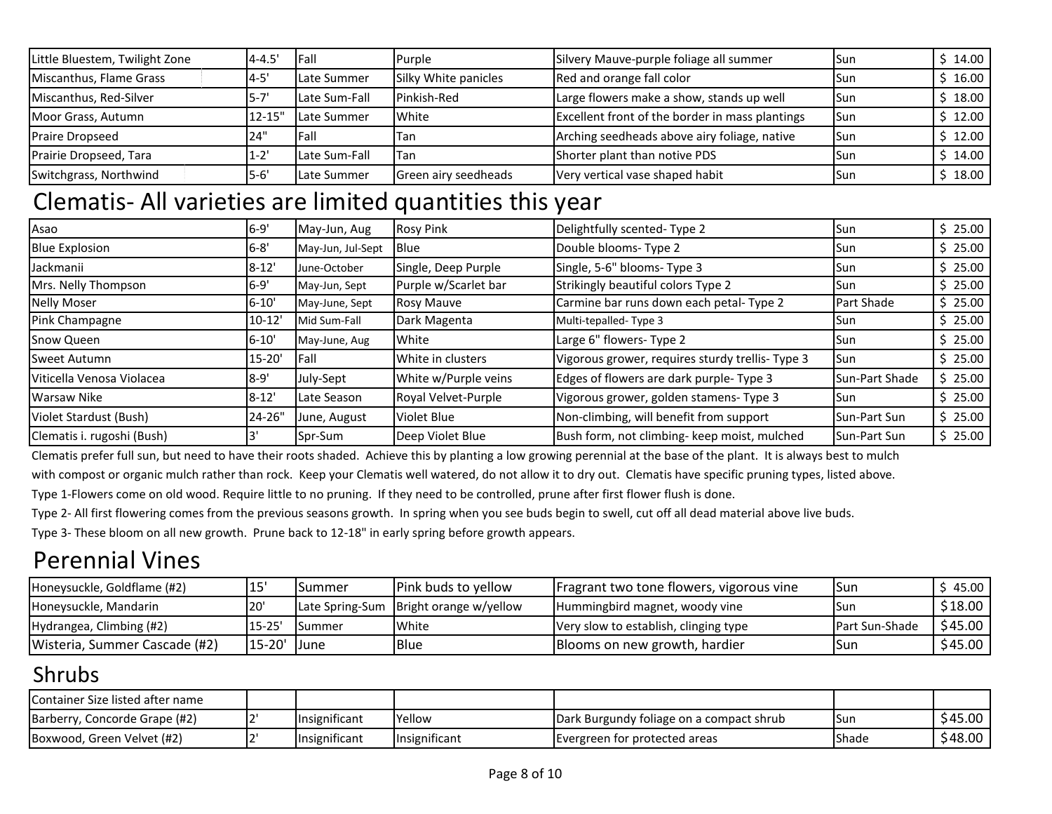| | | | | | | |
|---|---|---|---|---|---|---|
| Little Bluestem, Twilight Zone | 4-4.5' | Fall | Purple | Silvery Mauve-purple foliage all summer | Sun | $ 14.00 |
| Miscanthus, Flame Grass | 4-5' | Late Summer | Silky White panicles | Red and orange fall color | Sun | $ 16.00 |
| Miscanthus, Red-Silver | 5-7' | Late Sum-Fall | Pinkish-Red | Large flowers make a show, stands up well | Sun | $ 18.00 |
| Moor Grass, Autumn | 12-15" | Late Summer | White | Excellent front of the border in mass plantings | Sun | $ 12.00 |
| Praire Dropseed | 24" | Fall | Tan | Arching seedheads above airy foliage, native | Sun | $ 12.00 |
| Prairie Dropseed, Tara | 1-2' | Late Sum-Fall | Tan | Shorter plant than notive PDS | Sun | $ 14.00 |
| Switchgrass, Northwind | 5-6' | Late Summer | Green airy seedheads | Very vertical vase shaped habit | Sun | $ 18.00 |

## Clematis- All varieties are limited quantities this year

| | | | | | | |
|---|---|---|---|---|---|---|
| Asao | 6-9' | May-Jun, Aug | Rosy Pink | Delightfully scented- Type 2 | Sun | $ 25.00 |
| Blue Explosion | 6-8' | May-Jun, Jul-Sept | Blue | Double blooms- Type 2 | Sun | $ 25.00 |
| Jackmanii | 8-12' | June-October | Single, Deep Purple | Single, 5-6" blooms- Type 3 | Sun | $ 25.00 |
| Mrs. Nelly Thompson | 6-9' | May-Jun, Sept | Purple w/Scarlet bar | Strikingly beautiful colors Type 2 | Sun | $ 25.00 |
| Nelly Moser | 6-10' | May-June, Sept | Rosy Mauve | Carmine bar runs down each petal- Type 2 | Part Shade | $ 25.00 |
| Pink Champagne | 10-12' | Mid Sum-Fall | Dark Magenta | Multi-tepalled- Type 3 | Sun | $ 25.00 |
| Snow Queen | 6-10' | May-June, Aug | White | Large 6" flowers- Type 2 | Sun | $ 25.00 |
| Sweet Autumn | 15-20' | Fall | White in clusters | Vigorous grower, requires sturdy trellis- Type 3 | Sun | $ 25.00 |
| Viticella Venosa Violacea | 8-9' | July-Sept | White w/Purple veins | Edges of flowers are dark purple- Type 3 | Sun-Part Shade | $ 25.00 |
| Warsaw Nike | 8-12' | Late Season | Royal Velvet-Purple | Vigorous grower, golden stamens- Type 3 | Sun | $ 25.00 |
| Violet Stardust (Bush) | 24-26" | June, August | Violet Blue | Non-climbing, will benefit from support | Sun-Part Sun | $ 25.00 |
| Clematis i. rugoshi (Bush) | 3' | Spr-Sum | Deep Violet Blue | Bush form, not climbing- keep moist, mulched | Sun-Part Sun | $ 25.00 |

Clematis prefer full sun, but need to have their roots shaded. Achieve this by planting a low growing perennial at the base of the plant. It is always best to mulch with compost or organic mulch rather than rock. Keep your Clematis well watered, do not allow it to dry out. Clematis have specific pruning types, listed above.

Type 1-Flowers come on old wood. Require little to no pruning. If they need to be controlled, prune after first flower flush is done.

Type 2- All first flowering comes from the previous seasons growth. In spring when you see buds begin to swell, cut off all dead material above live buds.

Type 3- These bloom on all new growth. Prune back to 12-18" in early spring before growth appears.

## Perennial Vines

| | | | | | | |
|---|---|---|---|---|---|---|
| Honeysuckle, Goldflame (#2) | 15' | Summer | Pink buds to yellow | Fragrant two tone flowers, vigorous vine | Sun | $ 45.00 |
| Honeysuckle, Mandarin | 20' | Late Spring-Sum | Bright orange w/yellow | Hummingbird magnet, woody vine | Sun | $18.00 |
| Hydrangea, Climbing (#2) | 15-25' | Summer | White | Very slow to establish, clinging type | Part Sun-Shade | $45.00 |
| Wisteria, Summer Cascade (#2) | 15-20' | June | Blue | Blooms on new growth, hardier | Sun | $45.00 |

## Shrubs

| | | | | | | |
|---|---|---|---|---|---|---|
| Container Size listed after name | | | | | | |
| Barberry, Concorde Grape (#2) | 2' | Insignificant | Yellow | Dark Burgundy foliage on a compact shrub | Sun | $45.00 |
| Boxwood, Green Velvet (#2) | 2' | Insignificant | Insignificant | Evergreen for protected areas | Shade | $48.00 |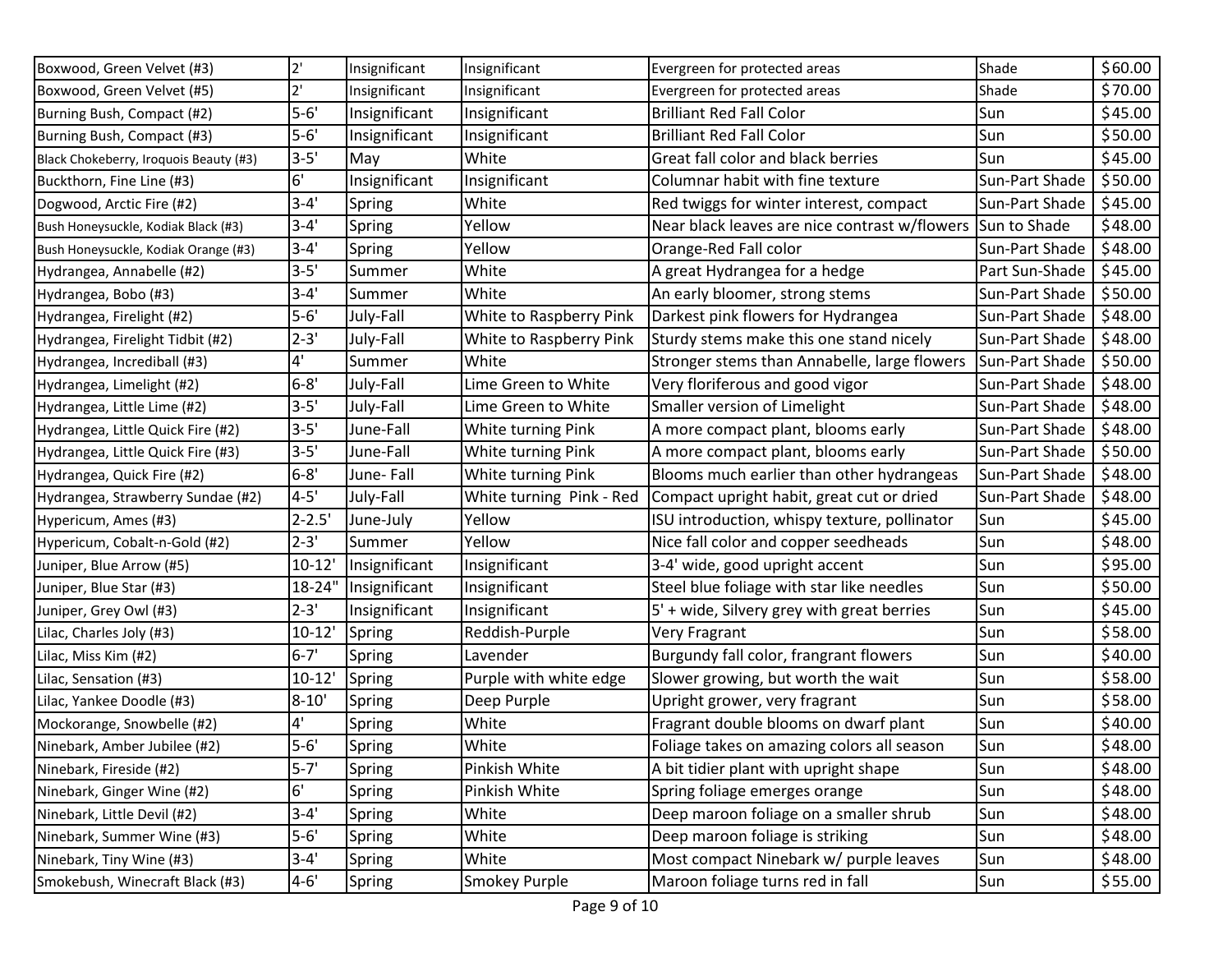| | | | | | | |
|---|---|---|---|---|---|---|
| Boxwood, Green Velvet (#3) | 2' | Insignificant | Insignificant | Evergreen for protected areas | Shade | $60.00 |
| Boxwood, Green Velvet (#5) | 2' | Insignificant | Insignificant | Evergreen for protected areas | Shade | $70.00 |
| Burning Bush, Compact (#2) | 5-6' | Insignificant | Insignificant | Brilliant Red Fall Color | Sun | $45.00 |
| Burning Bush, Compact (#3) | 5-6' | Insignificant | Insignificant | Brilliant Red Fall Color | Sun | $50.00 |
| Black Chokeberry, Iroquois Beauty (#3) | 3-5' | May | White | Great fall color and black berries | Sun | $45.00 |
| Buckthorn, Fine Line (#3) | 6' | Insignificant | Insignificant | Columnar habit with fine texture | Sun-Part Shade | $50.00 |
| Dogwood, Arctic Fire (#2) | 3-4' | Spring | White | Red twiggs for winter interest, compact | Sun-Part Shade | $45.00 |
| Bush Honeysuckle, Kodiak Black (#3) | 3-4' | Spring | Yellow | Near black leaves are nice contrast w/flowers | Sun to Shade | $48.00 |
| Bush Honeysuckle, Kodiak Orange (#3) | 3-4' | Spring | Yellow | Orange-Red Fall color | Sun-Part Shade | $48.00 |
| Hydrangea, Annabelle (#2) | 3-5' | Summer | White | A great Hydrangea for a hedge | Part Sun-Shade | $45.00 |
| Hydrangea, Bobo (#3) | 3-4' | Summer | White | An early bloomer, strong stems | Sun-Part Shade | $50.00 |
| Hydrangea, Firelight (#2) | 5-6' | July-Fall | White to Raspberry Pink | Darkest pink flowers for Hydrangea | Sun-Part Shade | $48.00 |
| Hydrangea, Firelight Tidbit (#2) | 2-3' | July-Fall | White to Raspberry Pink | Sturdy stems make this one stand nicely | Sun-Part Shade | $48.00 |
| Hydrangea, Incrediball (#3) | 4' | Summer | White | Stronger stems than Annabelle, large flowers | Sun-Part Shade | $50.00 |
| Hydrangea, Limelight (#2) | 6-8' | July-Fall | Lime Green to White | Very floriferous and good vigor | Sun-Part Shade | $48.00 |
| Hydrangea, Little Lime (#2) | 3-5' | July-Fall | Lime Green to White | Smaller version of Limelight | Sun-Part Shade | $48.00 |
| Hydrangea, Little Quick Fire (#2) | 3-5' | June-Fall | White turning Pink | A more compact plant, blooms early | Sun-Part Shade | $48.00 |
| Hydrangea, Little Quick Fire (#3) | 3-5' | June-Fall | White turning Pink | A more compact plant, blooms early | Sun-Part Shade | $50.00 |
| Hydrangea, Quick Fire (#2) | 6-8' | June- Fall | White turning Pink | Blooms much earlier than other hydrangeas | Sun-Part Shade | $48.00 |
| Hydrangea, Strawberry Sundae (#2) | 4-5' | July-Fall | White turning Pink - Red | Compact upright habit, great cut or dried | Sun-Part Shade | $48.00 |
| Hypericum, Ames (#3) | 2-2.5' | June-July | Yellow | ISU introduction, whispy texture, pollinator | Sun | $45.00 |
| Hypericum, Cobalt-n-Gold (#2) | 2-3' | Summer | Yellow | Nice fall color and copper seedheads | Sun | $48.00 |
| Juniper, Blue Arrow (#5) | 10-12' | Insignificant | Insignificant | 3-4' wide, good upright accent | Sun | $95.00 |
| Juniper, Blue Star (#3) | 18-24" | Insignificant | Insignificant | Steel blue foliage with star like needles | Sun | $50.00 |
| Juniper, Grey Owl (#3) | 2-3' | Insignificant | Insignificant | 5' + wide, Silvery grey with great berries | Sun | $45.00 |
| Lilac, Charles Joly (#3) | 10-12' | Spring | Reddish-Purple | Very Fragrant | Sun | $58.00 |
| Lilac, Miss Kim (#2) | 6-7' | Spring | Lavender | Burgundy fall color, frangrant flowers | Sun | $40.00 |
| Lilac, Sensation (#3) | 10-12' | Spring | Purple with white edge | Slower growing, but worth the wait | Sun | $58.00 |
| Lilac, Yankee Doodle (#3) | 8-10' | Spring | Deep Purple | Upright grower, very fragrant | Sun | $58.00 |
| Mockorange, Snowbelle (#2) | 4' | Spring | White | Fragrant double blooms on dwarf plant | Sun | $40.00 |
| Ninebark, Amber Jubilee (#2) | 5-6' | Spring | White | Foliage takes on amazing colors all season | Sun | $48.00 |
| Ninebark, Fireside (#2) | 5-7' | Spring | Pinkish White | A bit tidier plant with upright shape | Sun | $48.00 |
| Ninebark, Ginger Wine (#2) | 6' | Spring | Pinkish White | Spring foliage emerges orange | Sun | $48.00 |
| Ninebark, Little Devil (#2) | 3-4' | Spring | White | Deep maroon foliage on a smaller shrub | Sun | $48.00 |
| Ninebark, Summer Wine (#3) | 5-6' | Spring | White | Deep maroon foliage is striking | Sun | $48.00 |
| Ninebark, Tiny Wine (#3) | 3-4' | Spring | White | Most compact Ninebark w/ purple leaves | Sun | $48.00 |
| Smokebush, Winecraft Black (#3) | 4-6' | Spring | Smokey Purple | Maroon foliage turns red in fall | Sun | $55.00 |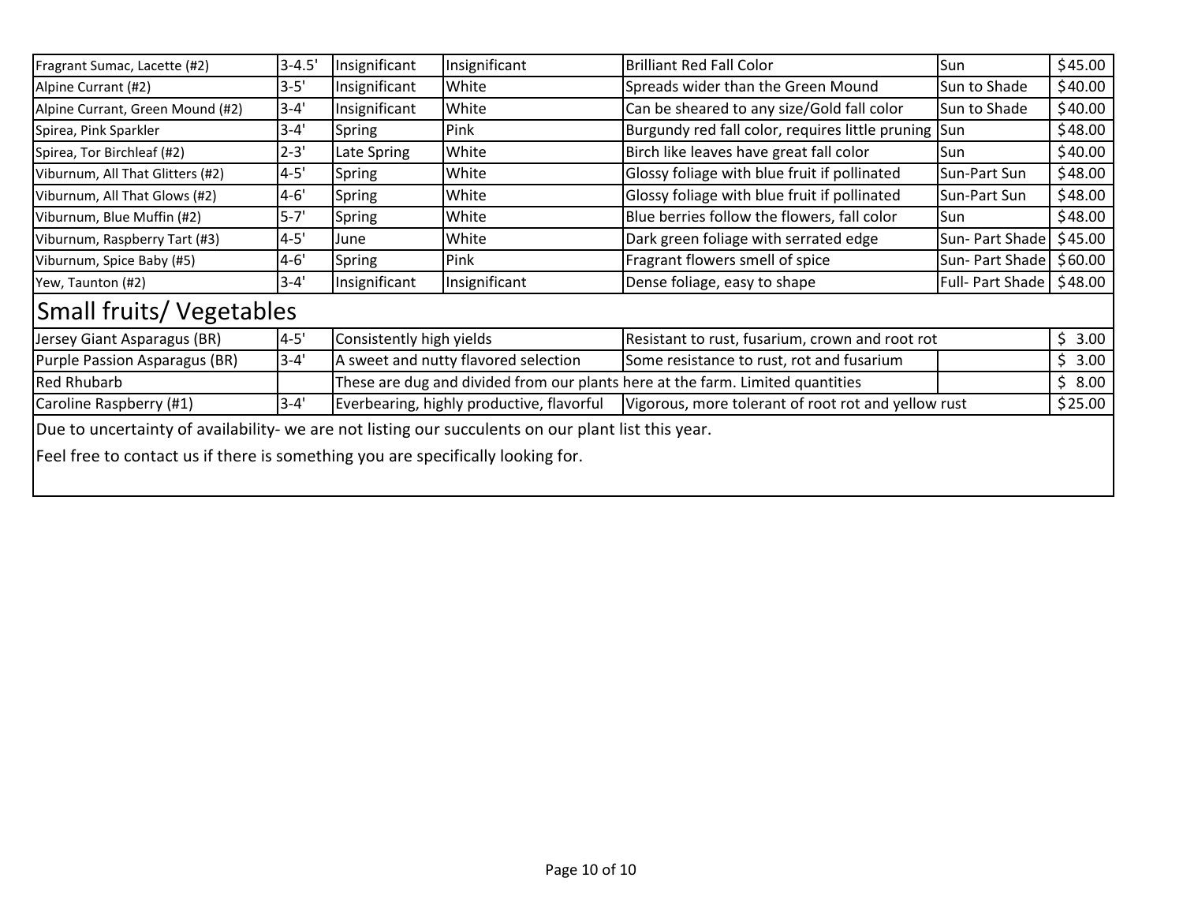| | | | | | | |
|---|---|---|---|---|---|---|
| Fragrant Sumac, Lacette (#2) | 3-4.5' | Insignificant | Insignificant | Brilliant Red Fall Color | Sun | $45.00 |
| Alpine Currant (#2) | 3-5' | Insignificant | White | Spreads wider than the Green Mound | Sun to Shade | $40.00 |
| Alpine Currant, Green Mound (#2) | 3-4' | Insignificant | White | Can be sheared to any size/Gold fall color | Sun to Shade | $40.00 |
| Spirea, Pink Sparkler | 3-4' | Spring | Pink | Burgundy red fall color, requires little pruning | Sun | $48.00 |
| Spirea, Tor Birchleaf (#2) | 2-3' | Late Spring | White | Birch like leaves have great fall color | Sun | $40.00 |
| Viburnum, All That Glitters (#2) | 4-5' | Spring | White | Glossy foliage with blue fruit if pollinated | Sun-Part Sun | $48.00 |
| Viburnum, All That Glows (#2) | 4-6' | Spring | White | Glossy foliage with blue fruit if pollinated | Sun-Part Sun | $48.00 |
| Viburnum, Blue Muffin (#2) | 5-7' | Spring | White | Blue berries follow the flowers, fall color | Sun | $48.00 |
| Viburnum, Raspberry Tart (#3) | 4-5' | June | White | Dark green foliage with serrated edge | Sun- Part Shade | $45.00 |
| Viburnum, Spice Baby (#5) | 4-6' | Spring | Pink | Fragrant flowers smell of spice | Sun- Part Shade | $60.00 |
| Yew, Taunton (#2) | 3-4' | Insignificant | Insignificant | Dense foliage, easy to shape | Full- Part Shade | $48.00 |

## Small fruits/ Vegetables

| | | | | | |
|---|---|---|---|---|---|
| Jersey Giant Asparagus (BR) | 4-5' | Consistently high yields | Resistant to rust, fusarium, crown and root rot | | $ 3.00 |
| Purple Passion Asparagus (BR) | 3-4' | A sweet and nutty flavored selection | Some resistance to rust, rot and fusarium | | $ 3.00 |
| Red Rhubarb | | These are dug and divided from our plants here at the farm. Limited quantities | | | $ 8.00 |
| Caroline Raspberry (#1) | 3-4' | Everbearing, highly productive, flavorful | Vigorous, more tolerant of root rot and yellow rust | | $25.00 |

Due to uncertainty of availability- we are not listing our succulents on our plant list this year.

Feel free to contact us if there is something you are specifically looking for.